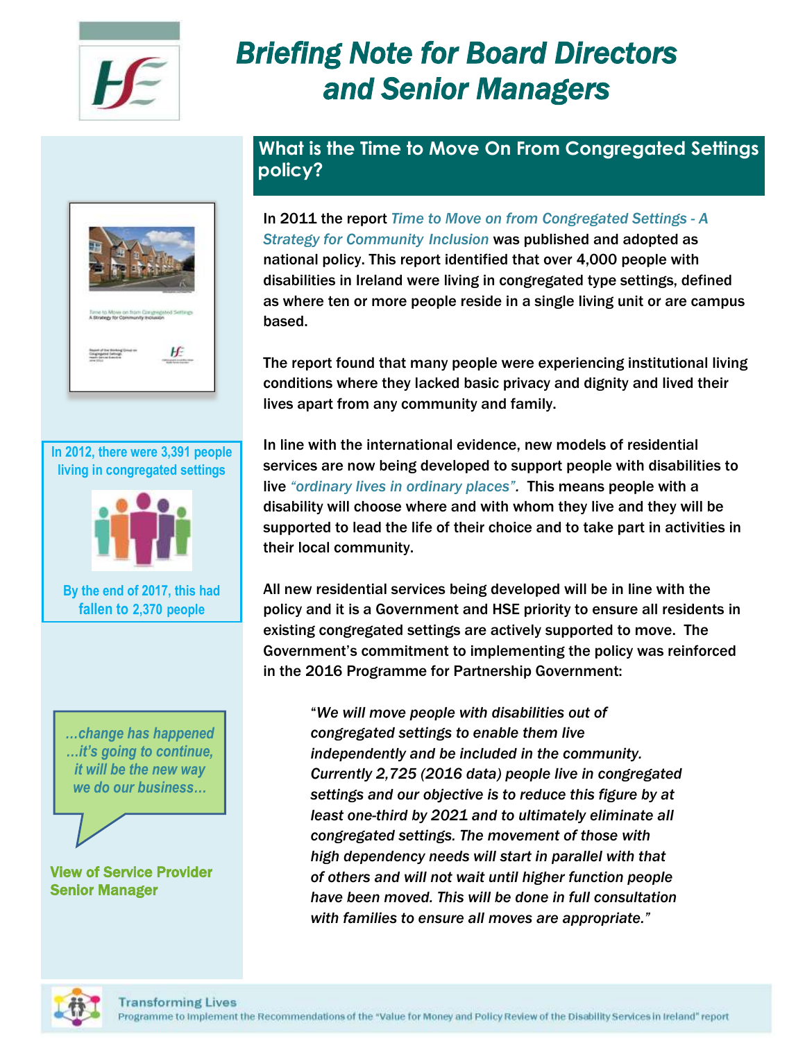# Briefing Note for Board Directors and Senior Managers

## What is the Time to Move On From Congregated Settings policy?

In 2011 the report *Time to Move on from Congregated Settings - A Strategy for Community Inclusion* was published and adopted as national policy. This report identified that over 4,000 people with disabilities in Ireland were living in congregated type settings, defined as where ten or more people reside in a single living unit or are campus based.

The report found that many people were experiencing institutional living conditions where they lacked basic privacy and dignity and lived their lives apart from any community and family.

In line with the international evidence, new models of residential services are now being developed to support people with disabilities to live *"ordinary lives in ordinary places".* This means people with a disability will choose where and with whom they live and they will be supported to lead the life of their choice and to take part in activities in their local community.

All new residential services being developed will be in line with the policy and it is a Government and HSE priority to ensure all residents in existing congregated settings are actively supported to move. The Government's commitment to implementing the policy was reinforced in the 2016 Programme for Partnership Government:

> *"We will move people with disabilities out of congregated settings to enable them live independently and be included in the community. Currently 2,725 (2016 data) people live in congregated settings and our objective is to reduce this figure by at least one-third by 2021 and to ultimately eliminate all congregated settings. The movement of those with high dependency needs will start in parallel with that of others and will not wait until higher function people have been moved. This will be done in full consultation with families to ensure all moves are appropriate."*

In 2012, there were 3,391 people living in congregated settings

By the end of 2017, this had fallen to 2,370 people

> *...change has happened ...it's going to continue, it will be the new way we do our business...*

**View of Service Provider Senior Manager**

**Transforming Lives**
Programme to Implement the Recommendations of the "Value for Money and Policy Review of the Disability Services in Ireland" report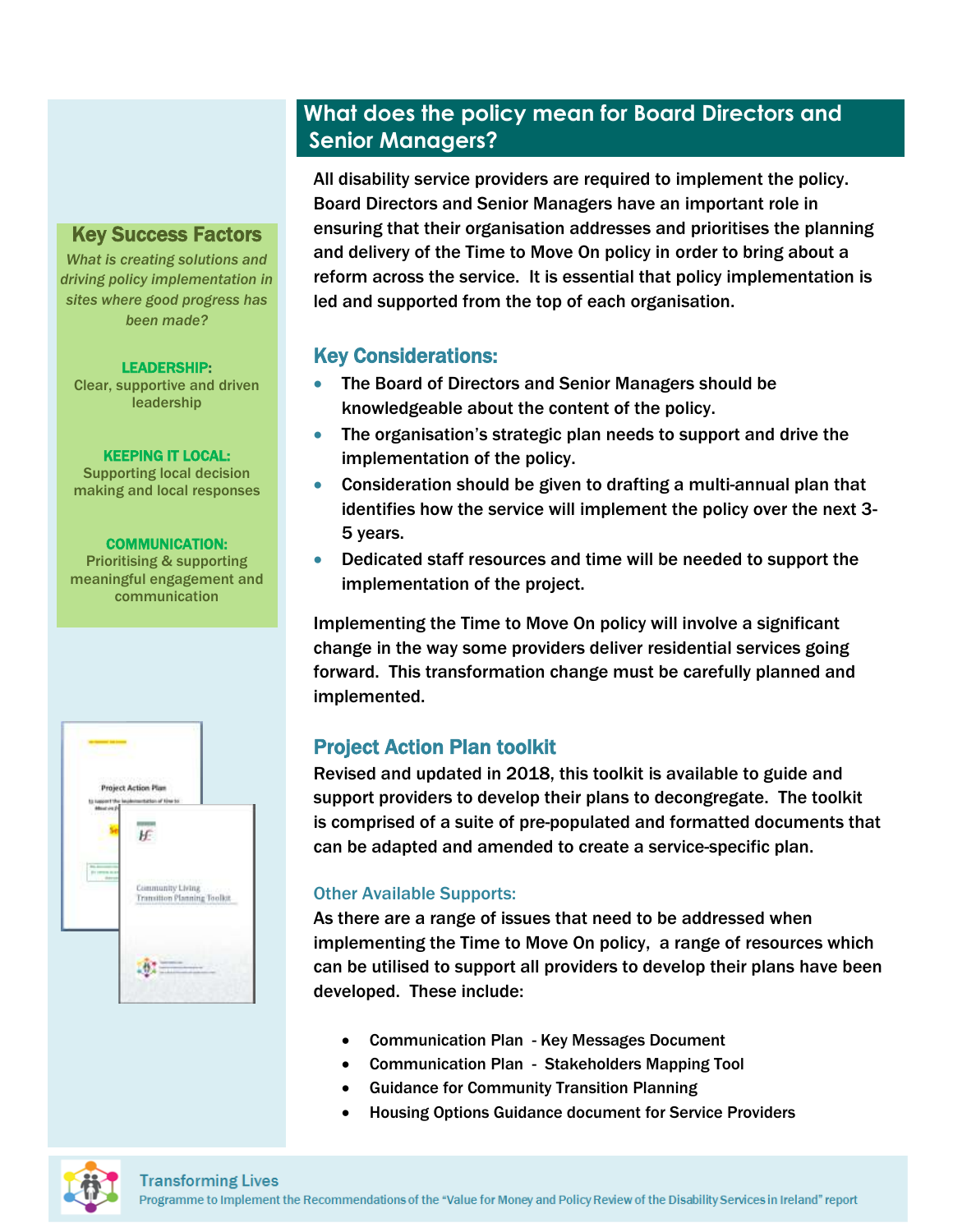## What does the policy mean for Board Directors and Senior Managers?

All disability service providers are required to implement the policy. Board Directors and Senior Managers have an important role in ensuring that their organisation addresses and prioritises the planning and delivery of the Time to Move On policy in order to bring about a reform across the service. It is essential that policy implementation is led and supported from the top of each organisation.

### Key Considerations:

- The Board of Directors and Senior Managers should be knowledgeable about the content of the policy.
- The organisation's strategic plan needs to support and drive the implementation of the policy.
- Consideration should be given to drafting a multi-annual plan that identifies how the service will implement the policy over the next 3-5 years.
- Dedicated staff resources and time will be needed to support the implementation of the project.

Implementing the Time to Move On policy will involve a significant change in the way some providers deliver residential services going forward. This transformation change must be carefully planned and implemented.

### Project Action Plan toolkit

Revised and updated in 2018, this toolkit is available to guide and support providers to develop their plans to decongregate. The toolkit is comprised of a suite of pre-populated and formatted documents that can be adapted and amended to create a service-specific plan.

#### Other Available Supports:

As there are a range of issues that need to be addressed when implementing the Time to Move On policy, a range of resources which can be utilised to support all providers to develop their plans have been developed. These include:

- Communication Plan - Key Messages Document
- Communication Plan - Stakeholders Mapping Tool
- Guidance for Community Transition Planning
- Housing Options Guidance document for Service Providers

### Key Success Factors

*What is creating solutions and driving policy implementation in sites where good progress has been made?*

**LEADERSHIP:**
Clear, supportive and driven leadership

**KEEPING IT LOCAL:**
Supporting local decision making and local responses

**COMMUNICATION:**
Prioritising & supporting meaningful engagement and communication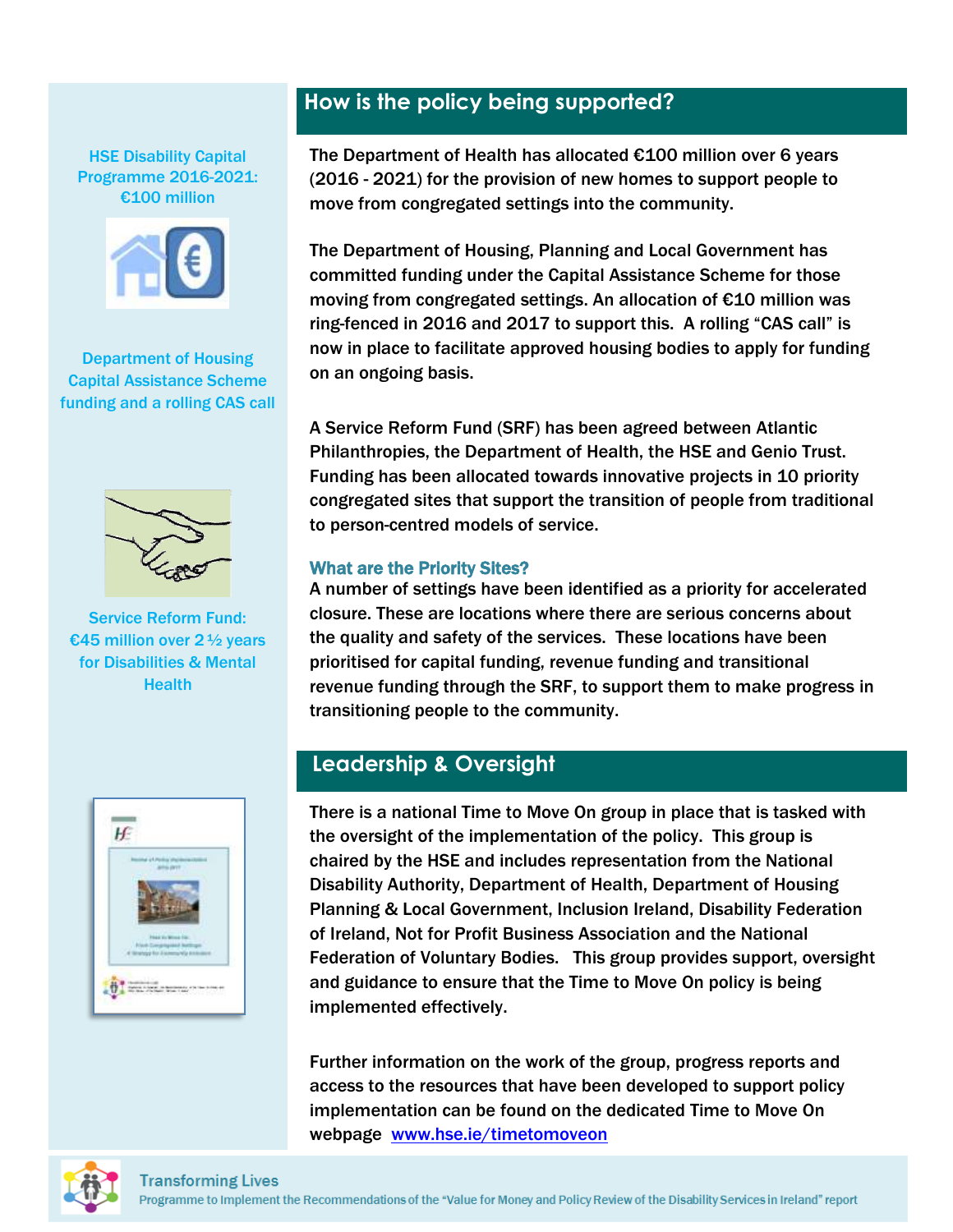## How is the policy being supported?

**HSE Disability Capital Programme 2016-2021: €100 million**

The Department of Health has allocated €100 million over 6 years (2016 - 2021) for the provision of new homes to support people to move from congregated settings into the community.

**Department of Housing Capital Assistance Scheme funding and a rolling CAS call**

The Department of Housing, Planning and Local Government has committed funding under the Capital Assistance Scheme for those moving from congregated settings. An allocation of €10 million was ring-fenced in 2016 and 2017 to support this. A rolling "CAS call" is now in place to facilitate approved housing bodies to apply for funding on an ongoing basis.

**Service Reform Fund: €45 million over 2 ½ years for Disabilities & Mental Health**

A Service Reform Fund (SRF) has been agreed between Atlantic Philanthropies, the Department of Health, the HSE and Genio Trust. Funding has been allocated towards innovative projects in 10 priority congregated sites that support the transition of people from traditional to person-centred models of service.

### What are the Priority Sites?

A number of settings have been identified as a priority for accelerated closure. These are locations where there are serious concerns about the quality and safety of the services. These locations have been prioritised for capital funding, revenue funding and transitional revenue funding through the SRF, to support them to make progress in transitioning people to the community.

## Leadership & Oversight

There is a national Time to Move On group in place that is tasked with the oversight of the implementation of the policy. This group is chaired by the HSE and includes representation from the National Disability Authority, Department of Health, Department of Housing Planning & Local Government, Inclusion Ireland, Disability Federation of Ireland, Not for Profit Business Association and the National Federation of Voluntary Bodies. This group provides support, oversight and guidance to ensure that the Time to Move On policy is being implemented effectively.

Further information on the work of the group, progress reports and access to the resources that have been developed to support policy implementation can be found on the dedicated Time to Move On webpage [www.hse.ie/timetomoveon](http://www.hse.ie/timetomoveon)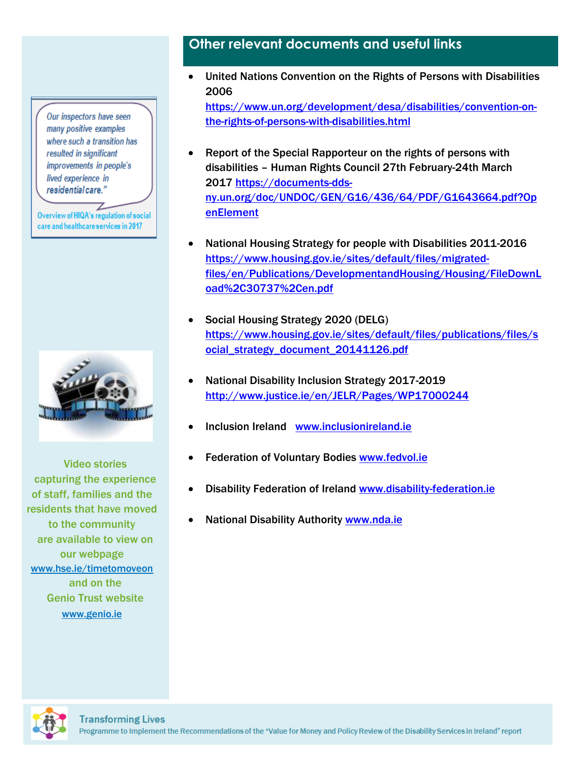## Other relevant documents and useful links

- United Nations Convention on the Rights of Persons with Disabilities 2006 https://www.un.org/development/desa/disabilities/convention-on-the-rights-of-persons-with-disabilities.html
- Report of the Special Rapporteur on the rights of persons with disabilities – Human Rights Council 27th February-24th March 2017 https://documents-dds-ny.un.org/doc/UNDOC/GEN/G16/436/64/PDF/G1643664.pdf?OpenElement
- National Housing Strategy for people with Disabilities 2011-2016 https://www.housing.gov.ie/sites/default/files/migrated-files/en/Publications/DevelopmentandHousing/Housing/FileDownLoad%2C30737%2Cen.pdf
- Social Housing Strategy 2020 (DELG) https://www.housing.gov.ie/sites/default/files/publications/files/social_strategy_document_20141126.pdf
- National Disability Inclusion Strategy 2017-2019 http://www.justice.ie/en/JELR/Pages/WP17000244
- Inclusion Ireland www.inclusionireland.ie
- Federation of Voluntary Bodies www.fedvol.ie
- Disability Federation of Ireland www.disability-federation.ie
- National Disability Authority www.nda.ie

*"Our inspectors have seen many positive examples where such a transition has resulted in significant improvements in people's lived experience in residential care."*

Overview of HIQA's regulation of social care and healthcare services in 2017

Video stories capturing the experience of staff, families and the residents that have moved to the community are available to view on our webpage www.hse.ie/timetomoveon and on the Genio Trust website www.genio.ie

**Transforming Lives**

Programme to Implement the Recommendations of the "Value for Money and Policy Review of the Disability Services in Ireland" report